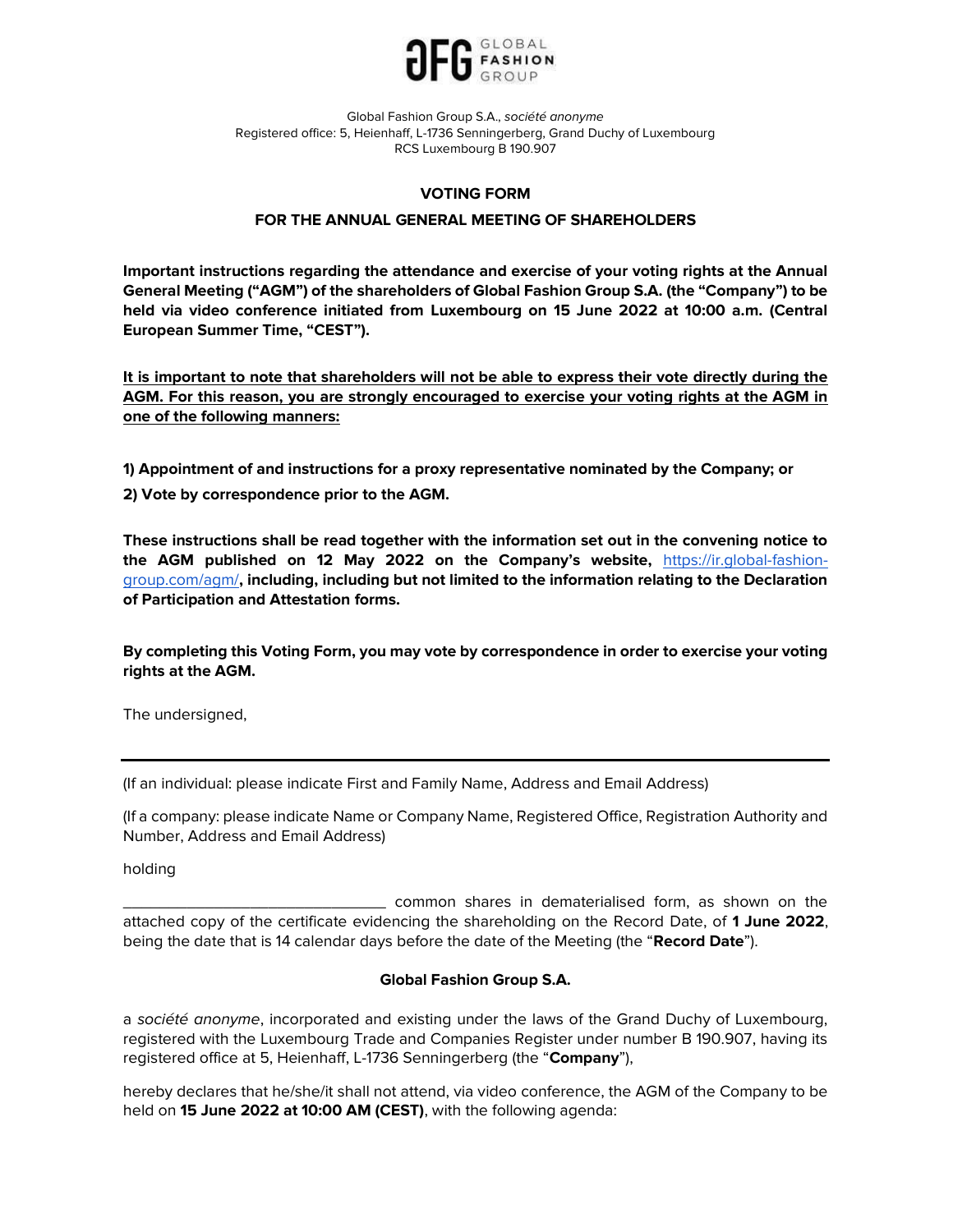GFG GLOBAL FASHION GROUP

Global Fashion Group S.A., *société anonyme*
Registered office: 5, Heienhaff, L-1736 Senningerberg, Grand Duchy of Luxembourg
RCS Luxembourg B 190.907

# VOTING FORM

## FOR THE ANNUAL GENERAL MEETING OF SHAREHOLDERS

**Important instructions regarding the attendance and exercise of your voting rights at the Annual General Meeting ("AGM") of the shareholders of Global Fashion Group S.A. (the "Company") to be held via video conference initiated from Luxembourg on 15 June 2022 at 10:00 a.m. (Central European Summer Time, "CEST").**

<u>**It is important to note that shareholders will not be able to express their vote directly during the AGM. For this reason, you are strongly encouraged to exercise your voting rights at the AGM in one of the following manners:**</u>

**1) Appointment of and instructions for a proxy representative nominated by the Company; or**

**2) Vote by correspondence prior to the AGM.**

**These instructions shall be read together with the information set out in the convening notice to the AGM published on 12 May 2022 on the Company's website,** https://ir.global-fashion-group.com/agm/**, including, including but not limited to the information relating to the Declaration of Participation and Attestation forms.**

**By completing this Voting Form, you may vote by correspondence in order to exercise your voting rights at the AGM.**

The undersigned,

---

(If an individual: please indicate First and Family Name, Address and Email Address)

(If a company: please indicate Name or Company Name, Registered Office, Registration Authority and Number, Address and Email Address)

holding

_______________________________ common shares in dematerialised form, as shown on the attached copy of the certificate evidencing the shareholding on the Record Date, of **1 June 2022**, being the date that is 14 calendar days before the date of the Meeting (the "**Record Date**").

**Global Fashion Group S.A.**

a *société anonyme*, incorporated and existing under the laws of the Grand Duchy of Luxembourg, registered with the Luxembourg Trade and Companies Register under number B 190.907, having its registered office at 5, Heienhaff, L-1736 Senningerberg (the "**Company**"),

hereby declares that he/she/it shall not attend, via video conference, the AGM of the Company to be held on **15 June 2022 at 10:00 AM (CEST)**, with the following agenda: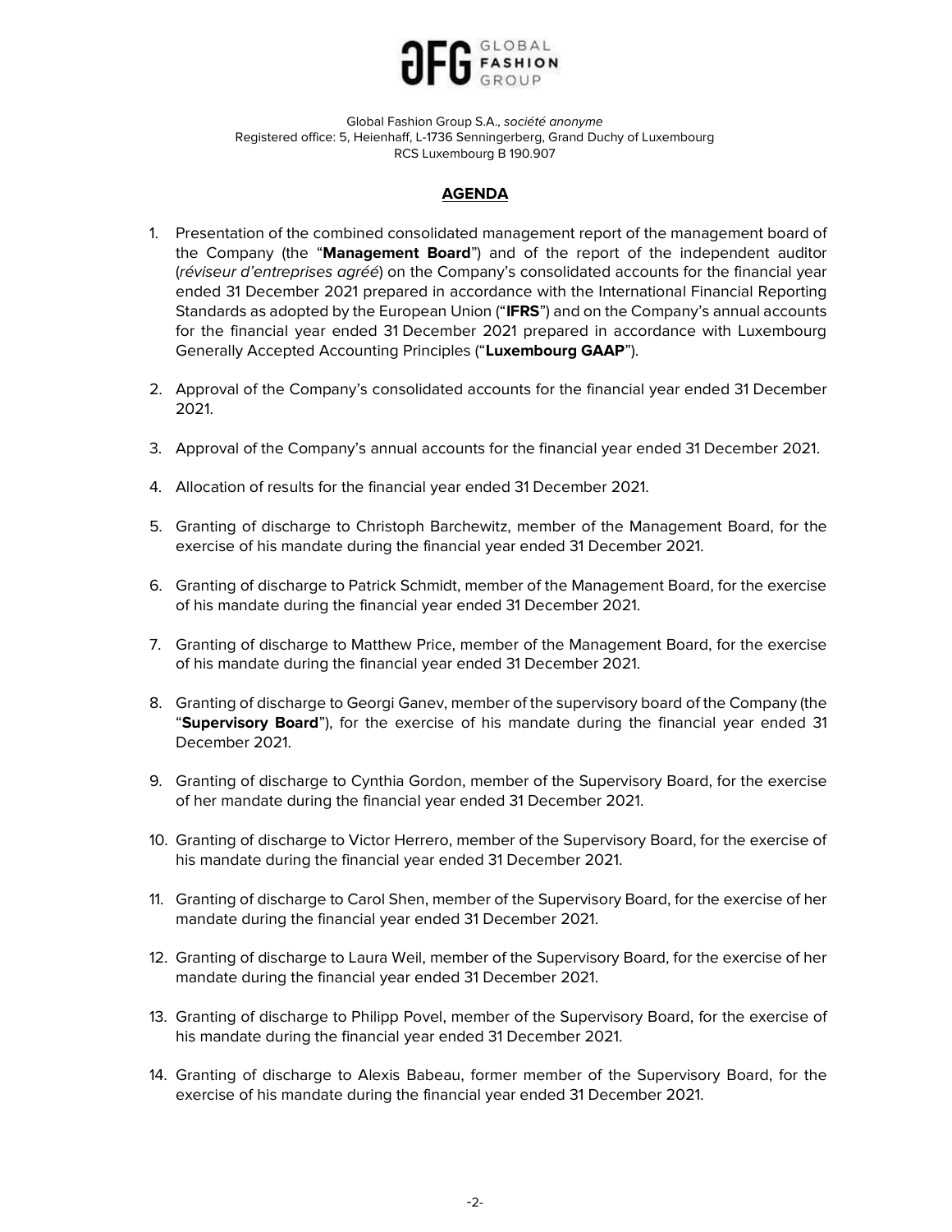Global Fashion Group S.A., *société anonyme*
Registered office: 5, Heienhaff, L-1736 Senningerberg, Grand Duchy of Luxembourg
RCS Luxembourg B 190.907

## AGENDA

1. Presentation of the combined consolidated management report of the management board of the Company (the "**Management Board**") and of the report of the independent auditor (*réviseur d'entreprises agréé*) on the Company's consolidated accounts for the financial year ended 31 December 2021 prepared in accordance with the International Financial Reporting Standards as adopted by the European Union ("**IFRS**") and on the Company's annual accounts for the financial year ended 31 December 2021 prepared in accordance with Luxembourg Generally Accepted Accounting Principles ("**Luxembourg GAAP**").

2. Approval of the Company's consolidated accounts for the financial year ended 31 December 2021.

3. Approval of the Company's annual accounts for the financial year ended 31 December 2021.

4. Allocation of results for the financial year ended 31 December 2021.

5. Granting of discharge to Christoph Barchewitz, member of the Management Board, for the exercise of his mandate during the financial year ended 31 December 2021.

6. Granting of discharge to Patrick Schmidt, member of the Management Board, for the exercise of his mandate during the financial year ended 31 December 2021.

7. Granting of discharge to Matthew Price, member of the Management Board, for the exercise of his mandate during the financial year ended 31 December 2021.

8. Granting of discharge to Georgi Ganev, member of the supervisory board of the Company (the "**Supervisory Board**"), for the exercise of his mandate during the financial year ended 31 December 2021.

9. Granting of discharge to Cynthia Gordon, member of the Supervisory Board, for the exercise of her mandate during the financial year ended 31 December 2021.

10. Granting of discharge to Victor Herrero, member of the Supervisory Board, for the exercise of his mandate during the financial year ended 31 December 2021.

11. Granting of discharge to Carol Shen, member of the Supervisory Board, for the exercise of her mandate during the financial year ended 31 December 2021.

12. Granting of discharge to Laura Weil, member of the Supervisory Board, for the exercise of her mandate during the financial year ended 31 December 2021.

13. Granting of discharge to Philipp Povel, member of the Supervisory Board, for the exercise of his mandate during the financial year ended 31 December 2021.

14. Granting of discharge to Alexis Babeau, former member of the Supervisory Board, for the exercise of his mandate during the financial year ended 31 December 2021.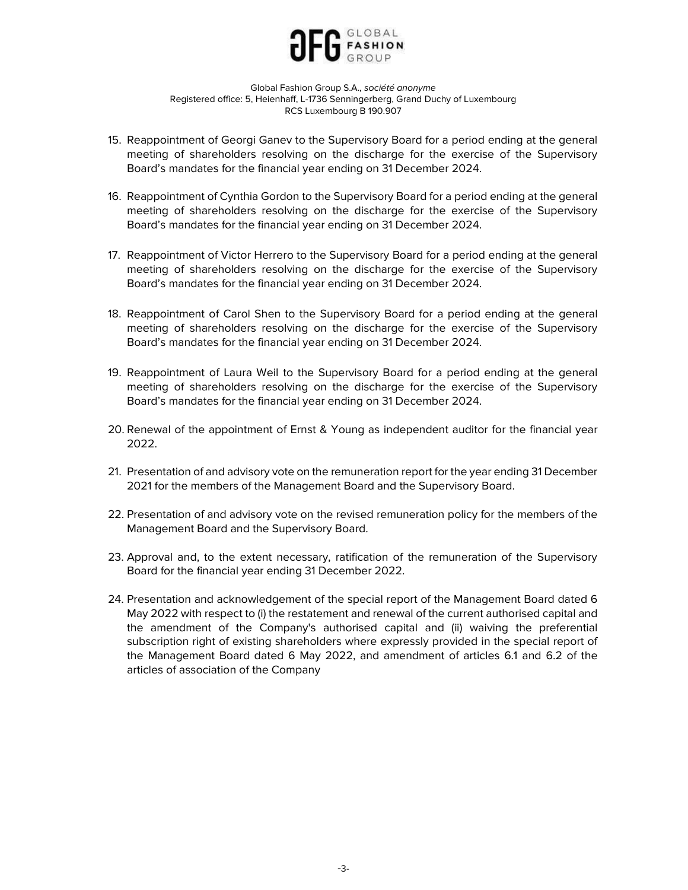15. Reappointment of Georgi Ganev to the Supervisory Board for a period ending at the general meeting of shareholders resolving on the discharge for the exercise of the Supervisory Board's mandates for the financial year ending on 31 December 2024.

16. Reappointment of Cynthia Gordon to the Supervisory Board for a period ending at the general meeting of shareholders resolving on the discharge for the exercise of the Supervisory Board's mandates for the financial year ending on 31 December 2024.

17. Reappointment of Victor Herrero to the Supervisory Board for a period ending at the general meeting of shareholders resolving on the discharge for the exercise of the Supervisory Board's mandates for the financial year ending on 31 December 2024.

18. Reappointment of Carol Shen to the Supervisory Board for a period ending at the general meeting of shareholders resolving on the discharge for the exercise of the Supervisory Board's mandates for the financial year ending on 31 December 2024.

19. Reappointment of Laura Weil to the Supervisory Board for a period ending at the general meeting of shareholders resolving on the discharge for the exercise of the Supervisory Board's mandates for the financial year ending on 31 December 2024.

20. Renewal of the appointment of Ernst & Young as independent auditor for the financial year 2022.

21. Presentation of and advisory vote on the remuneration report for the year ending 31 December 2021 for the members of the Management Board and the Supervisory Board.

22. Presentation of and advisory vote on the revised remuneration policy for the members of the Management Board and the Supervisory Board.

23. Approval and, to the extent necessary, ratification of the remuneration of the Supervisory Board for the financial year ending 31 December 2022.

24. Presentation and acknowledgement of the special report of the Management Board dated 6 May 2022 with respect to (i) the restatement and renewal of the current authorised capital and the amendment of the Company's authorised capital and (ii) waiving the preferential subscription right of existing shareholders where expressly provided in the special report of the Management Board dated 6 May 2022, and amendment of articles 6.1 and 6.2 of the articles of association of the Company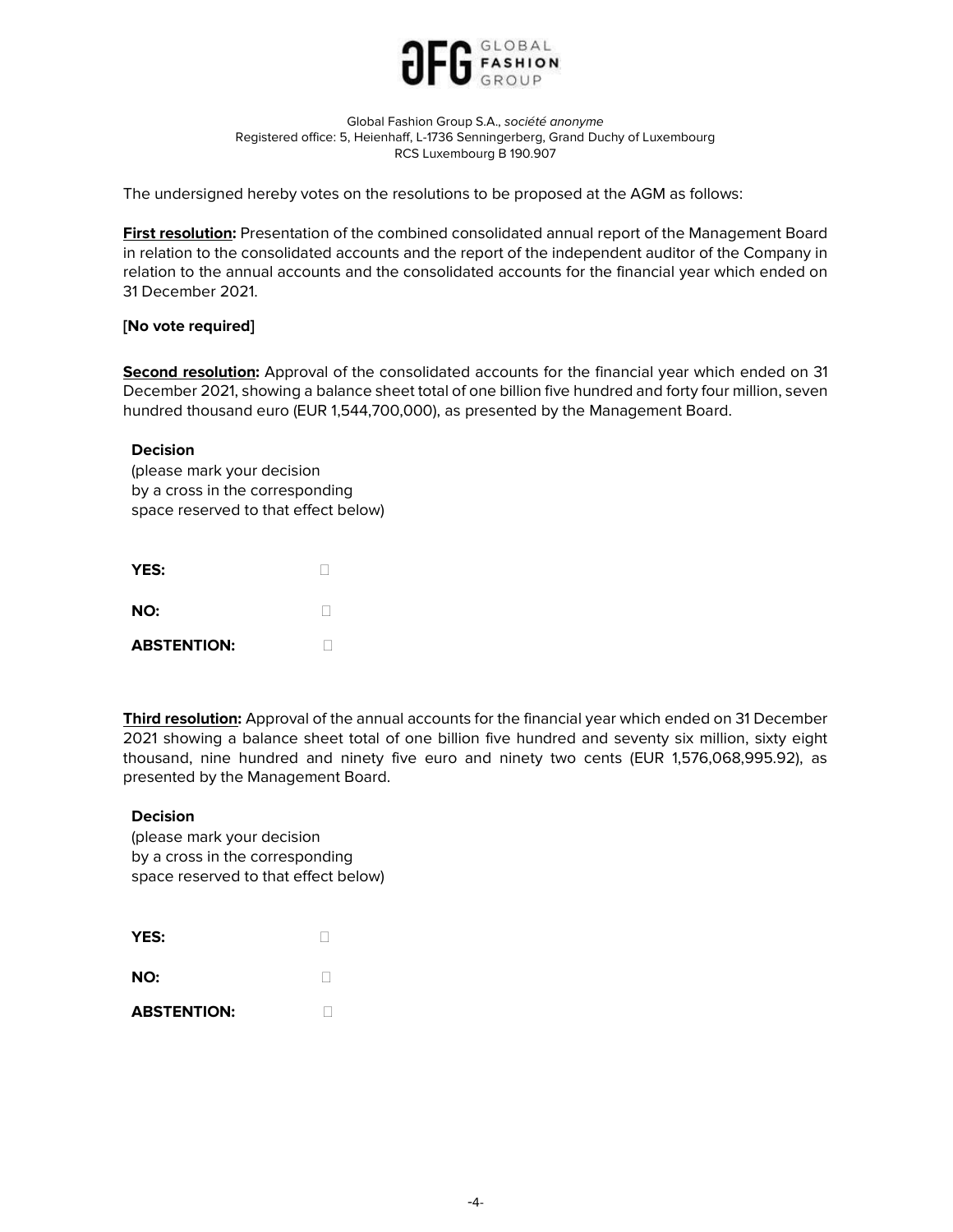Global Fashion Group S.A., *société anonyme*
Registered office: 5, Heienhaff, L-1736 Senningerberg, Grand Duchy of Luxembourg
RCS Luxembourg B 190.907

The undersigned hereby votes on the resolutions to be proposed at the AGM as follows:

**First resolution:** Presentation of the combined consolidated annual report of the Management Board in relation to the consolidated accounts and the report of the independent auditor of the Company in relation to the annual accounts and the consolidated accounts for the financial year which ended on 31 December 2021.

[**No vote required**]

**Second resolution:** Approval of the consolidated accounts for the financial year which ended on 31 December 2021, showing a balance sheet total of one billion five hundred and forty four million, seven hundred thousand euro (EUR 1,544,700,000), as presented by the Management Board.

**Decision**
(please mark your decision by a cross in the corresponding space reserved to that effect below)

**YES:** ☐

**NO:** ☐

**ABSTENTION:** ☐

**Third resolution:** Approval of the annual accounts for the financial year which ended on 31 December 2021 showing a balance sheet total of one billion five hundred and seventy six million, sixty eight thousand, nine hundred and ninety five euro and ninety two cents (EUR 1,576,068,995.92), as presented by the Management Board.

**Decision**
(please mark your decision by a cross in the corresponding space reserved to that effect below)

**YES:** ☐

**NO:** ☐

**ABSTENTION:** ☐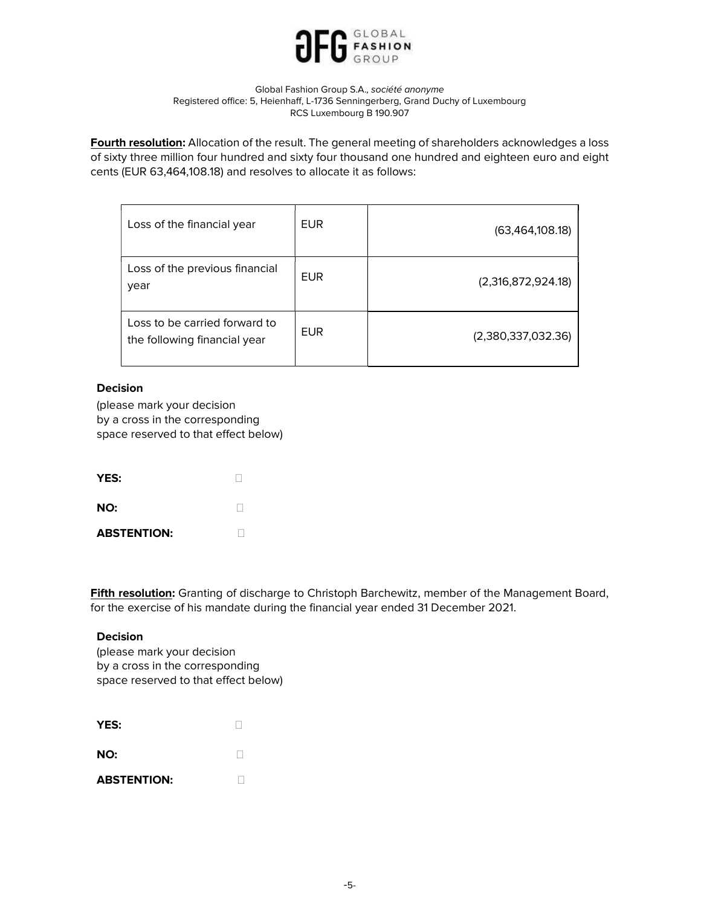Global Fashion Group S.A., *société anonyme*
Registered office: 5, Heienhaff, L-1736 Senningerberg, Grand Duchy of Luxembourg
RCS Luxembourg B 190.907

**Fourth resolution:** Allocation of the result. The general meeting of shareholders acknowledges a loss of sixty three million four hundred and sixty four thousand one hundred and eighteen euro and eight cents (EUR 63,464,108.18) and resolves to allocate it as follows:

| | | |
|---|---|---|
| Loss of the financial year | EUR | (63,464,108.18) |
| Loss of the previous financial year | EUR | (2,316,872,924.18) |
| Loss to be carried forward to the following financial year | EUR | (2,380,337,032.36) |

**Decision**
(please mark your decision by a cross in the corresponding space reserved to that effect below)

**YES:** ☐

**NO:** ☐

**ABSTENTION:** ☐

**Fifth resolution:** Granting of discharge to Christoph Barchewitz, member of the Management Board, for the exercise of his mandate during the financial year ended 31 December 2021.

**Decision**
(please mark your decision by a cross in the corresponding space reserved to that effect below)

**YES:** ☐

**NO:** ☐

**ABSTENTION:** ☐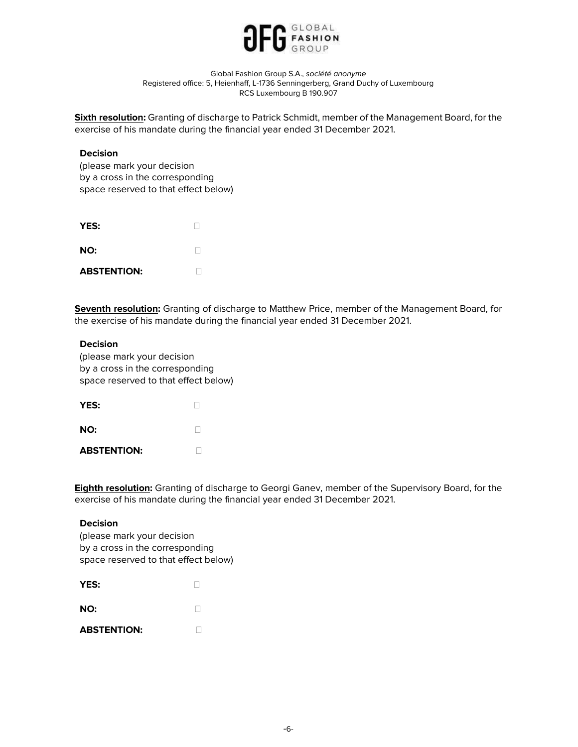Global Fashion Group S.A., *société anonyme*
Registered office: 5, Heienhaff, L-1736 Senningerberg, Grand Duchy of Luxembourg
RCS Luxembourg B 190.907

**Sixth resolution:** Granting of discharge to Patrick Schmidt, member of the Management Board, for the exercise of his mandate during the financial year ended 31 December 2021.

**Decision**
(please mark your decision
by a cross in the corresponding
space reserved to that effect below)

**YES:** ☐

**NO:** ☐

**ABSTENTION:** ☐

**Seventh resolution:** Granting of discharge to Matthew Price, member of the Management Board, for the exercise of his mandate during the financial year ended 31 December 2021.

**Decision**
(please mark your decision
by a cross in the corresponding
space reserved to that effect below)

**YES:** ☐

**NO:** ☐

**ABSTENTION:** ☐

**Eighth resolution:** Granting of discharge to Georgi Ganev, member of the Supervisory Board, for the exercise of his mandate during the financial year ended 31 December 2021.

**Decision**
(please mark your decision
by a cross in the corresponding
space reserved to that effect below)

**YES:** ☐

**NO:** ☐

**ABSTENTION:** ☐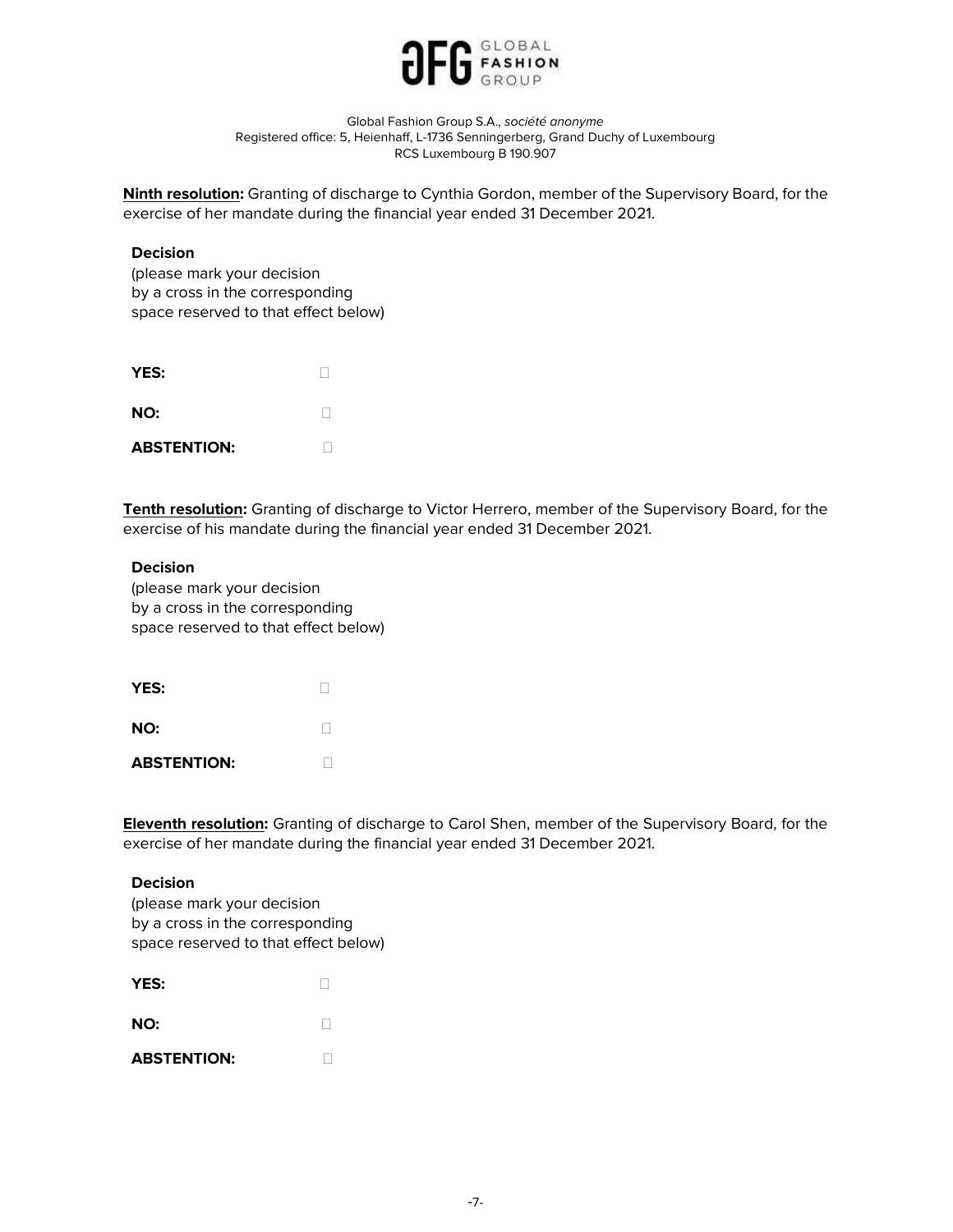**Ninth resolution:** Granting of discharge to Cynthia Gordon, member of the Supervisory Board, for the exercise of her mandate during the financial year ended 31 December 2021.

**Decision**
(please mark your decision
by a cross in the corresponding
space reserved to that effect below)

**YES:** ☐

**NO:** ☐

**ABSTENTION:** ☐

**Tenth resolution:** Granting of discharge to Victor Herrero, member of the Supervisory Board, for the exercise of his mandate during the financial year ended 31 December 2021.

**Decision**
(please mark your decision
by a cross in the corresponding
space reserved to that effect below)

**YES:** ☐

**NO:** ☐

**ABSTENTION:** ☐

**Eleventh resolution:** Granting of discharge to Carol Shen, member of the Supervisory Board, for the exercise of her mandate during the financial year ended 31 December 2021.

**Decision**
(please mark your decision
by a cross in the corresponding
space reserved to that effect below)

**YES:** ☐

**NO:** ☐

**ABSTENTION:** ☐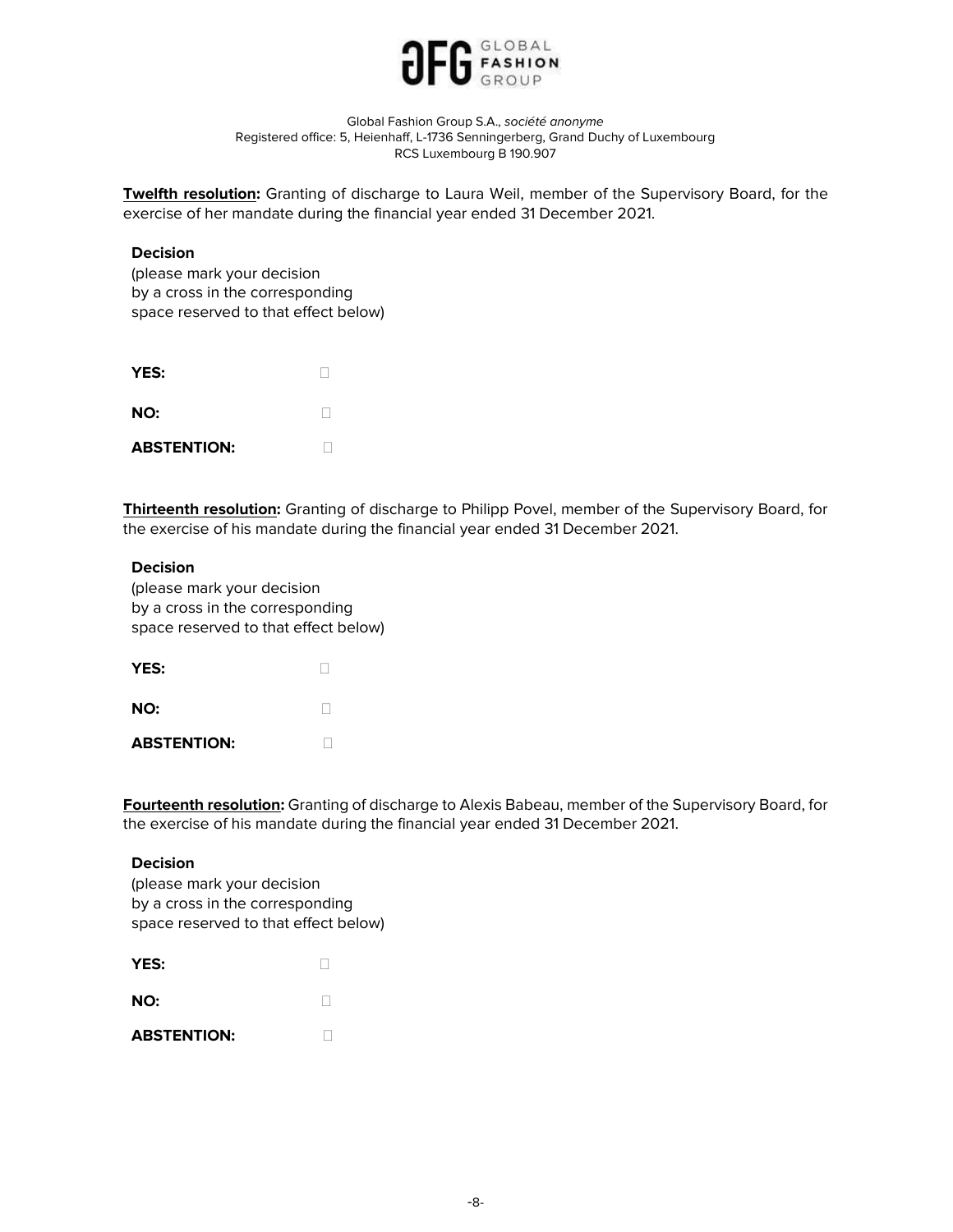**Twelfth resolution:** Granting of discharge to Laura Weil, member of the Supervisory Board, for the exercise of her mandate during the financial year ended 31 December 2021.

**Decision**
(please mark your decision by a cross in the corresponding space reserved to that effect below)

**YES:** ☐

**NO:** ☐

**ABSTENTION:** ☐

**Thirteenth resolution:** Granting of discharge to Philipp Povel, member of the Supervisory Board, for the exercise of his mandate during the financial year ended 31 December 2021.

**Decision**
(please mark your decision by a cross in the corresponding space reserved to that effect below)

**YES:** ☐

**NO:** ☐

**ABSTENTION:** ☐

**Fourteenth resolution:** Granting of discharge to Alexis Babeau, member of the Supervisory Board, for the exercise of his mandate during the financial year ended 31 December 2021.

**Decision**
(please mark your decision by a cross in the corresponding space reserved to that effect below)

**YES:** ☐

**NO:** ☐

**ABSTENTION:** ☐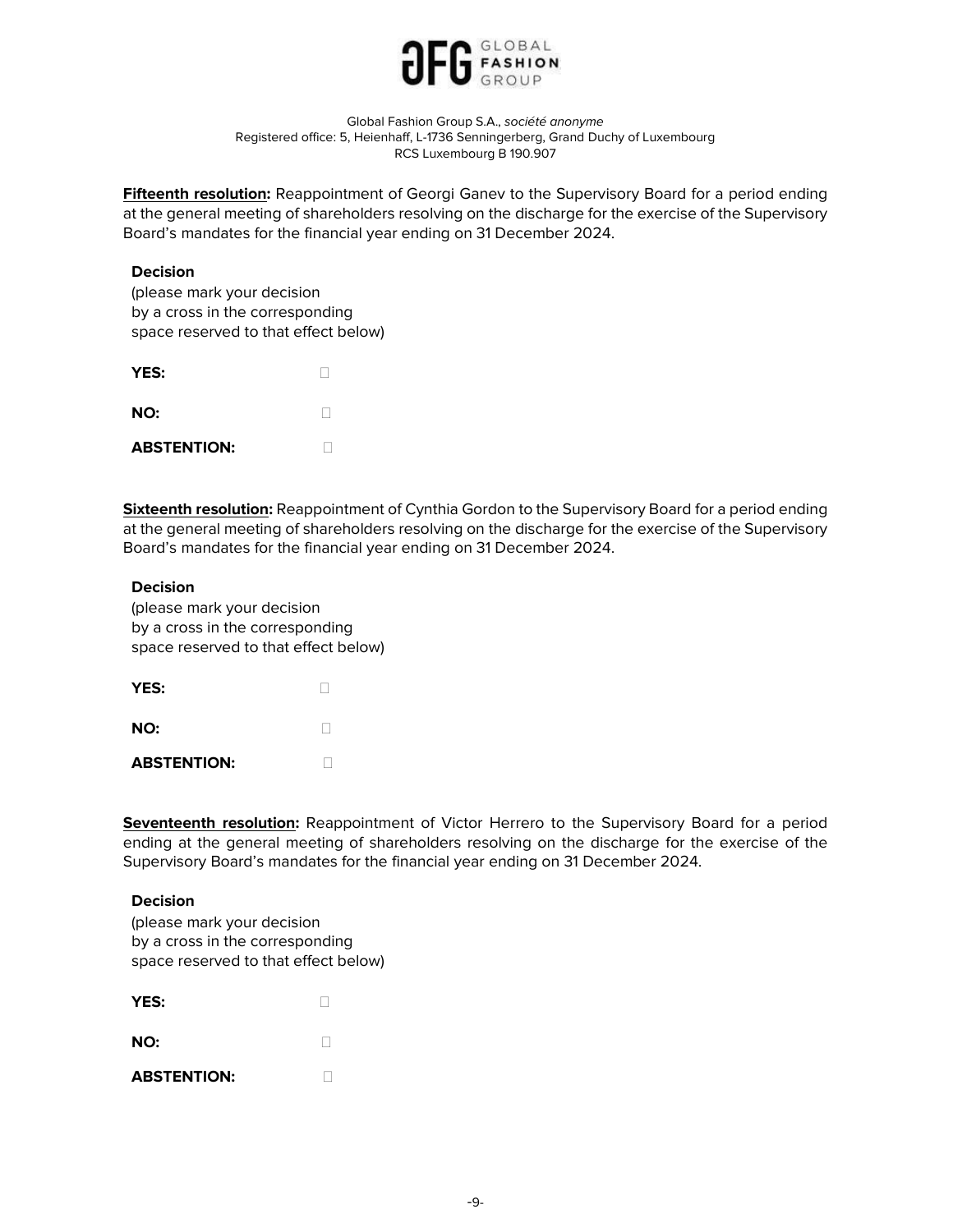**Fifteenth resolution:** Reappointment of Georgi Ganev to the Supervisory Board for a period ending at the general meeting of shareholders resolving on the discharge for the exercise of the Supervisory Board's mandates for the financial year ending on 31 December 2024.

**Decision**
(please mark your decision
by a cross in the corresponding
space reserved to that effect below)

**YES:** ☐

**NO:** ☐

**ABSTENTION:** ☐

**Sixteenth resolution:** Reappointment of Cynthia Gordon to the Supervisory Board for a period ending at the general meeting of shareholders resolving on the discharge for the exercise of the Supervisory Board's mandates for the financial year ending on 31 December 2024.

**Decision**
(please mark your decision
by a cross in the corresponding
space reserved to that effect below)

**YES:** ☐

**NO:** ☐

**ABSTENTION:** ☐

**Seventeenth resolution:** Reappointment of Victor Herrero to the Supervisory Board for a period ending at the general meeting of shareholders resolving on the discharge for the exercise of the Supervisory Board's mandates for the financial year ending on 31 December 2024.

**Decision**
(please mark your decision
by a cross in the corresponding
space reserved to that effect below)

**YES:** ☐

**NO:** ☐

**ABSTENTION:** ☐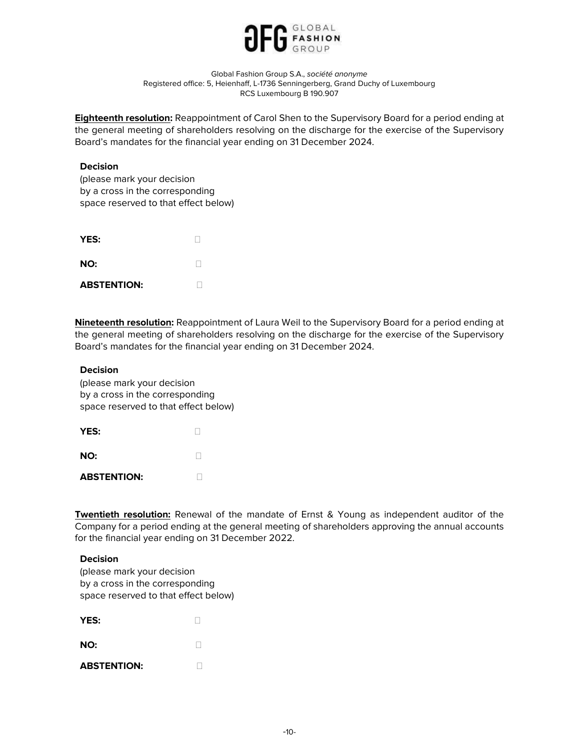**Eighteenth resolution:** Reappointment of Carol Shen to the Supervisory Board for a period ending at the general meeting of shareholders resolving on the discharge for the exercise of the Supervisory Board's mandates for the financial year ending on 31 December 2024.

**Decision**
(please mark your decision by a cross in the corresponding space reserved to that effect below)

**YES:** ☐

**NO:** ☐

**ABSTENTION:** ☐

**Nineteenth resolution:** Reappointment of Laura Weil to the Supervisory Board for a period ending at the general meeting of shareholders resolving on the discharge for the exercise of the Supervisory Board's mandates for the financial year ending on 31 December 2024.

**Decision**
(please mark your decision by a cross in the corresponding space reserved to that effect below)

**YES:** ☐

**NO:** ☐

**ABSTENTION:** ☐

**Twentieth resolution:** Renewal of the mandate of Ernst & Young as independent auditor of the Company for a period ending at the general meeting of shareholders approving the annual accounts for the financial year ending on 31 December 2022.

**Decision**
(please mark your decision by a cross in the corresponding space reserved to that effect below)

**YES:** ☐

**NO:** ☐

**ABSTENTION:** ☐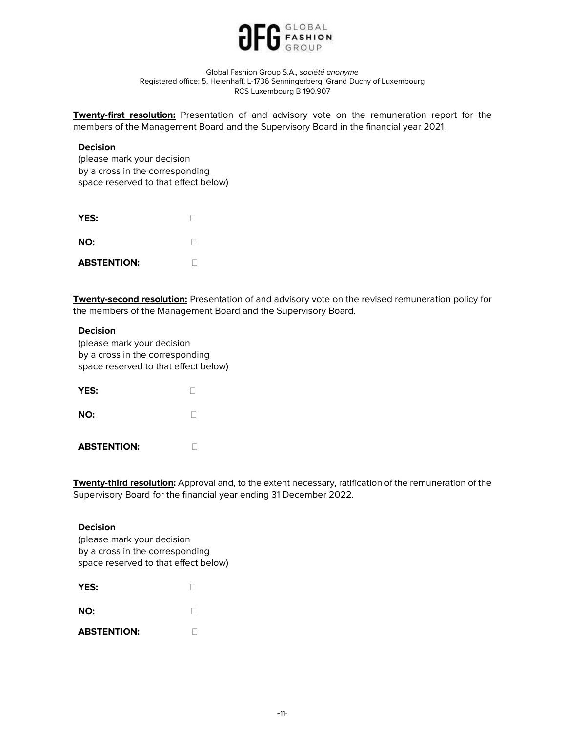Global Fashion Group S.A., *société anonyme*
Registered office: 5, Heienhaff, L-1736 Senningerberg, Grand Duchy of Luxembourg
RCS Luxembourg B 190.907

**Twenty-first resolution:** Presentation of and advisory vote on the remuneration report for the members of the Management Board and the Supervisory Board in the financial year 2021.

**Decision**
(please mark your decision
by a cross in the corresponding
space reserved to that effect below)

**YES:** ☐

**NO:** ☐

**ABSTENTION:** ☐

**Twenty-second resolution:** Presentation of and advisory vote on the revised remuneration policy for the members of the Management Board and the Supervisory Board.

**Decision**
(please mark your decision
by a cross in the corresponding
space reserved to that effect below)

**YES:** ☐

**NO:** ☐

**ABSTENTION:** ☐

**Twenty-third resolution:** Approval and, to the extent necessary, ratification of the remuneration of the Supervisory Board for the financial year ending 31 December 2022.

**Decision**
(please mark your decision
by a cross in the corresponding
space reserved to that effect below)

**YES:** ☐

**NO:** ☐

**ABSTENTION:** ☐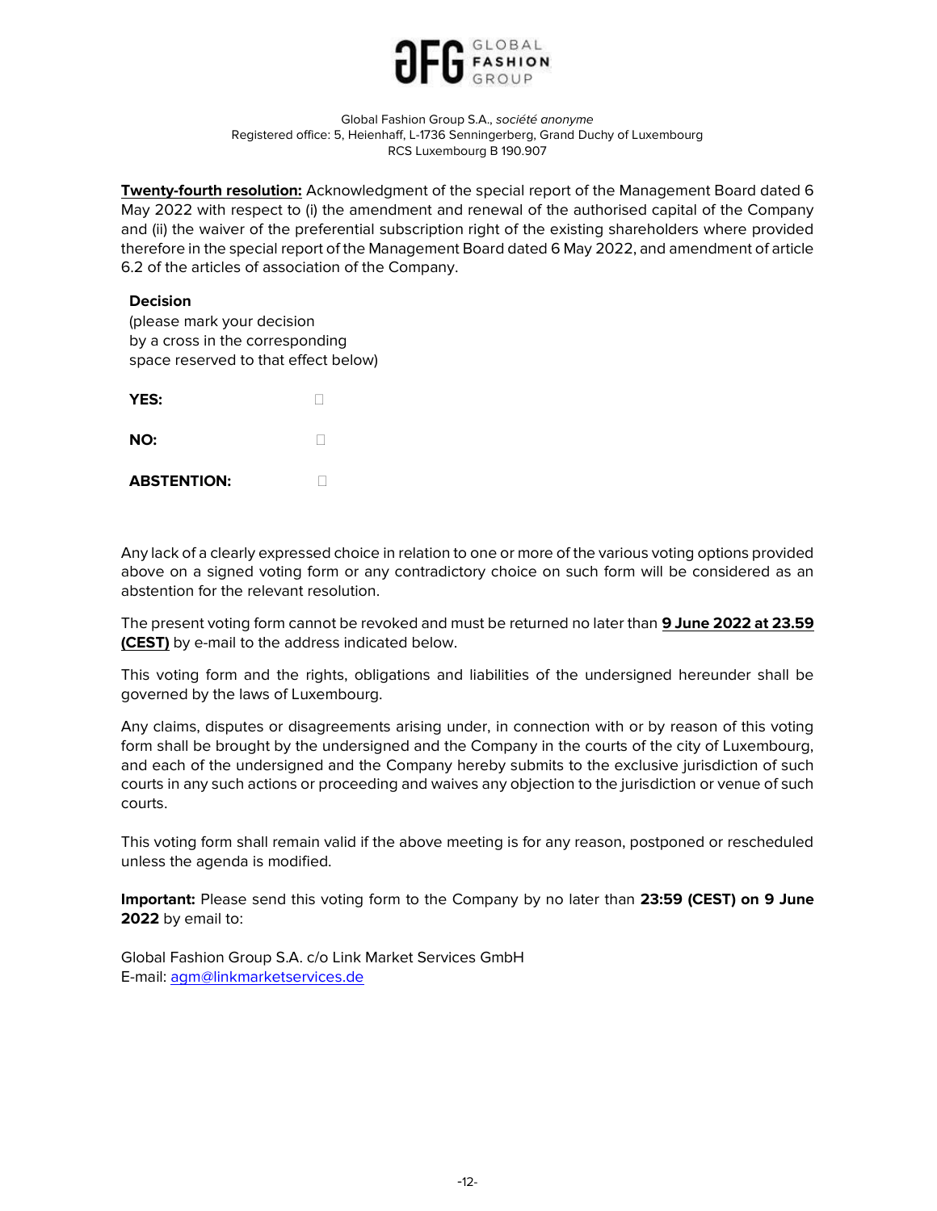Global Fashion Group S.A., *société anonyme*
Registered office: 5, Heienhaff, L-1736 Senningerberg, Grand Duchy of Luxembourg
RCS Luxembourg B 190.907

**Twenty-fourth resolution:** Acknowledgment of the special report of the Management Board dated 6 May 2022 with respect to (i) the amendment and renewal of the authorised capital of the Company and (ii) the waiver of the preferential subscription right of the existing shareholders where provided therefore in the special report of the Management Board dated 6 May 2022, and amendment of article 6.2 of the articles of association of the Company.

**Decision**
(please mark your decision
by a cross in the corresponding
space reserved to that effect below)

**YES:** ☐

**NO:** ☐

**ABSTENTION:** ☐

Any lack of a clearly expressed choice in relation to one or more of the various voting options provided above on a signed voting form or any contradictory choice on such form will be considered as an abstention for the relevant resolution.

The present voting form cannot be revoked and must be returned no later than **9 June 2022 at 23.59 (CEST)** by e-mail to the address indicated below.

This voting form and the rights, obligations and liabilities of the undersigned hereunder shall be governed by the laws of Luxembourg.

Any claims, disputes or disagreements arising under, in connection with or by reason of this voting form shall be brought by the undersigned and the Company in the courts of the city of Luxembourg, and each of the undersigned and the Company hereby submits to the exclusive jurisdiction of such courts in any such actions or proceeding and waives any objection to the jurisdiction or venue of such courts.

This voting form shall remain valid if the above meeting is for any reason, postponed or rescheduled unless the agenda is modified.

**Important:** Please send this voting form to the Company by no later than **23:59 (CEST) on 9 June 2022** by email to:

Global Fashion Group S.A. c/o Link Market Services GmbH
E-mail: agm@linkmarketservices.de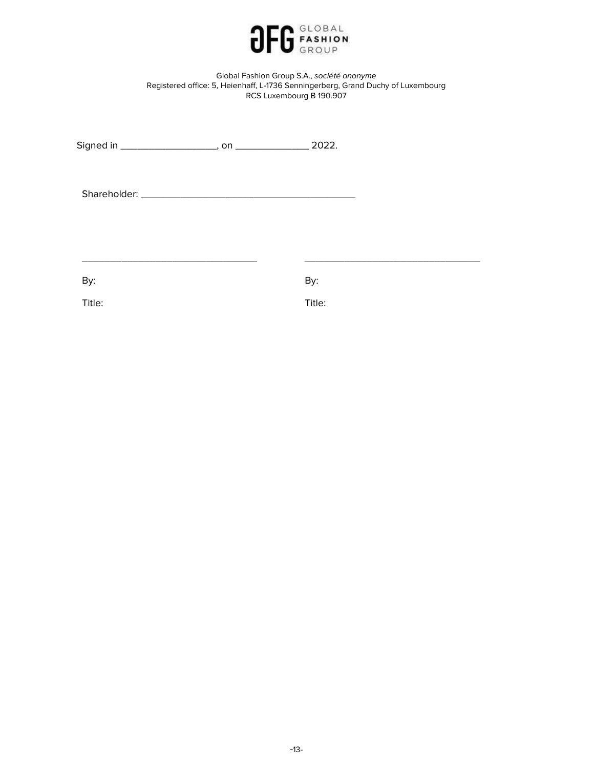Global Fashion Group S.A., *société anonyme*
Registered office: 5, Heienhaff, L-1736 Senningerberg, Grand Duchy of Luxembourg
RCS Luxembourg B 190.907

Signed in ___________________, on ______________ 2022.

Shareholder: __________________________________________

| | |
|---|---|
| __________________________________ | __________________________________ |
| By: | By: |
| Title: | Title: |